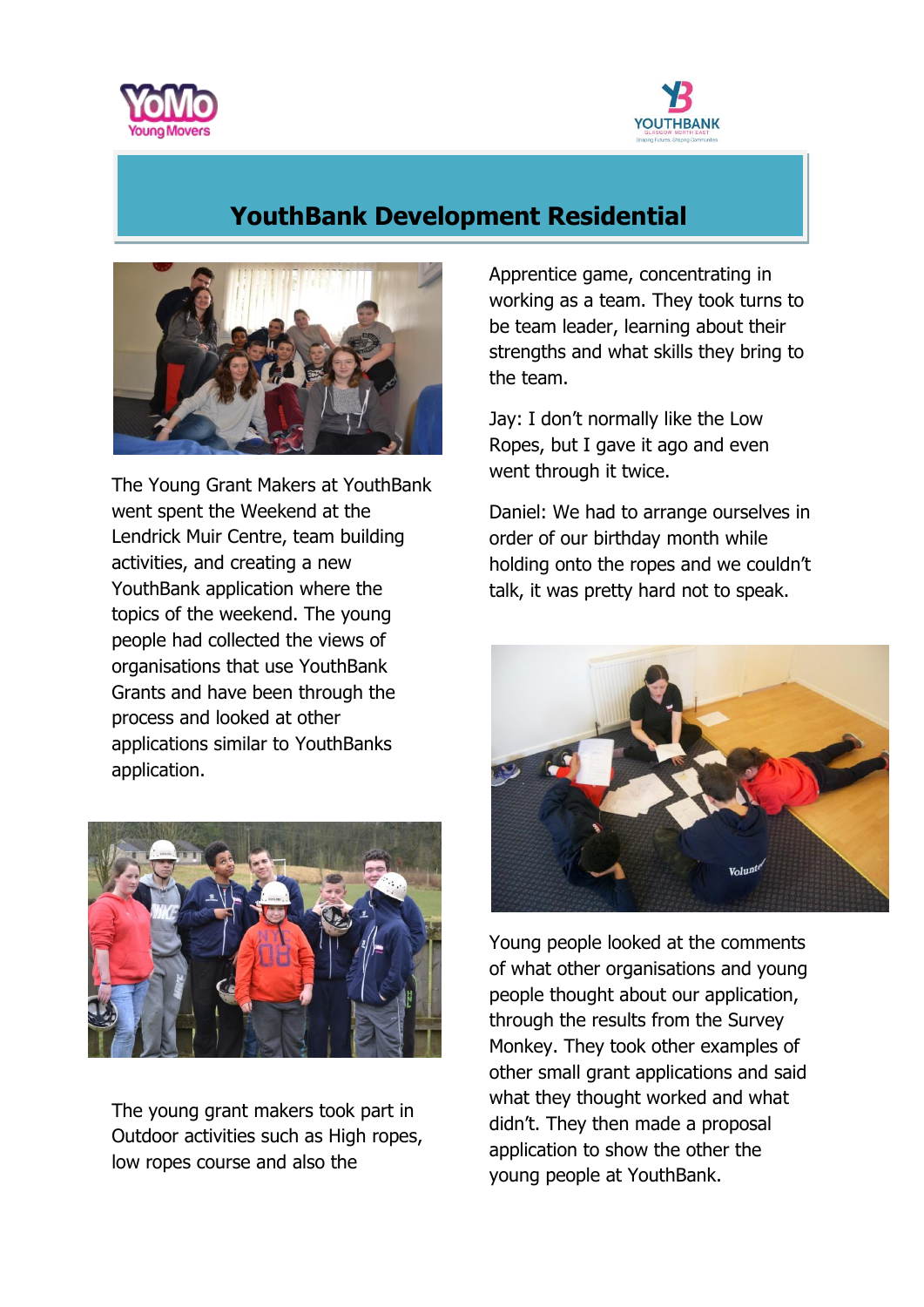# YouthBank Development Residential

The Young Grant Makers at YouthBank went spent the Weekend at the Lendrick Muir Centre, team building activities, and creating a new YouthBank application where the topics of the weekend. The young people had collected the views of organisations that use YouthBank Grants and have been through the process and looked at other applications similar to YouthBanks application.

The young grant makers took part in Outdoor activities such as High ropes, low ropes course and also the Apprentice game, concentrating in working as a team. They took turns to be team leader, learning about their strengths and what skills they bring to the team.

Jay: I don't normally like the Low Ropes, but I gave it ago and even went through it twice.

Daniel: We had to arrange ourselves in order of our birthday month while holding onto the ropes and we couldn't talk, it was pretty hard not to speak.

Young people looked at the comments of what other organisations and young people thought about our application, through the results from the Survey Monkey. They took other examples of other small grant applications and said what they thought worked and what didn't. They then made a proposal application to show the other the young people at YouthBank.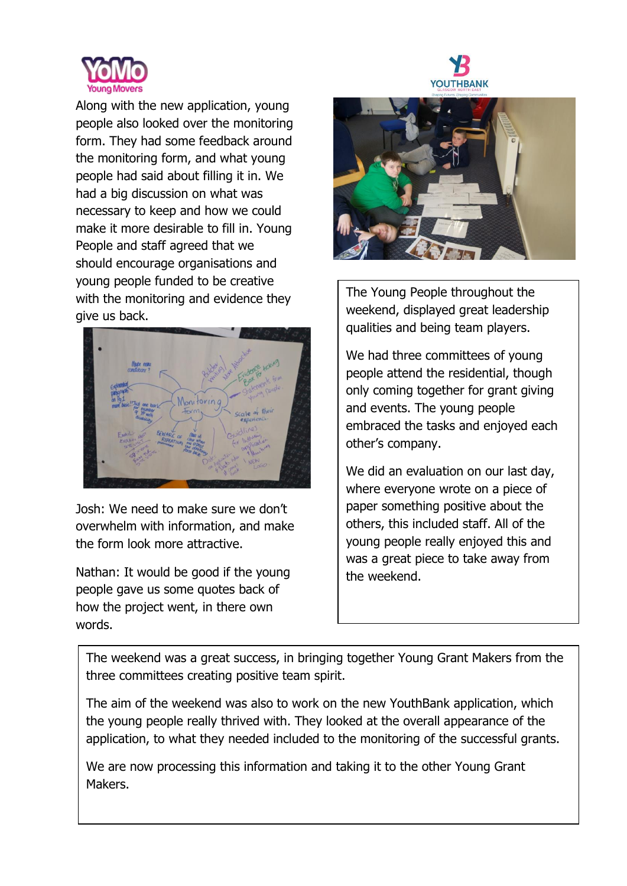Along with the new application, young people also looked over the monitoring form. They had some feedback around the monitoring form, and what young people had said about filling it in. We had a big discussion on what was necessary to keep and how we could make it more desirable to fill in. Young People and staff agreed that we should encourage organisations and young people funded to be creative with the monitoring and evidence they give us back.

Josh: We need to make sure we don't overwhelm with information, and make the form look more attractive.

Nathan: It would be good if the young people gave us some quotes back of how the project went, in there own words.

The Young People throughout the weekend, displayed great leadership qualities and being team players.

We had three committees of young people attend the residential, though only coming together for grant giving and events. The young people embraced the tasks and enjoyed each other's company.

We did an evaluation on our last day, where everyone wrote on a piece of paper something positive about the others, this included staff. All of the young people really enjoyed this and was a great piece to take away from the weekend.

The weekend was a great success, in bringing together Young Grant Makers from the three committees creating positive team spirit.

The aim of the weekend was also to work on the new YouthBank application, which the young people really thrived with. They looked at the overall appearance of the application, to what they needed included to the monitoring of the successful grants.

We are now processing this information and taking it to the other Young Grant Makers.